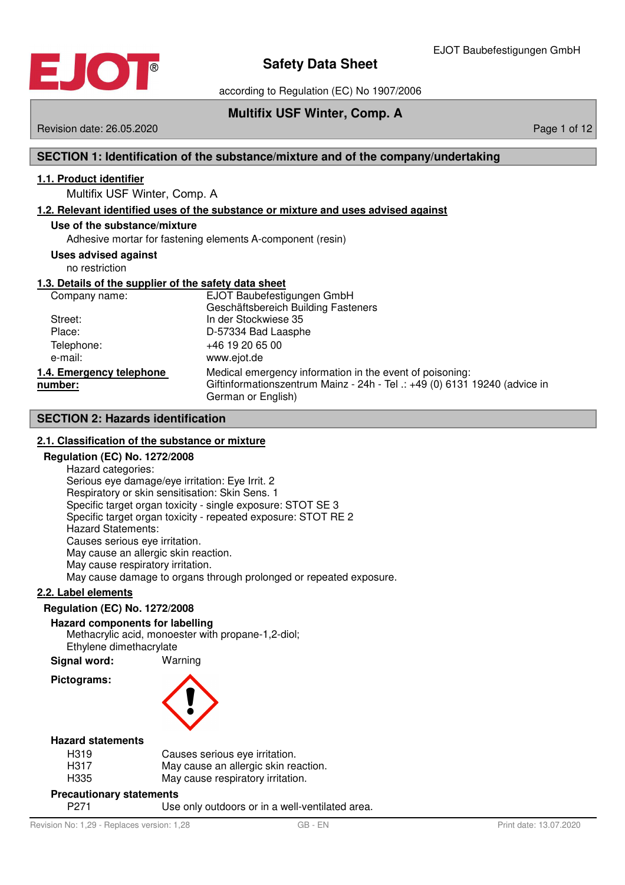# Safety Data Sheet

according to Regulation (EC) No 1907/2006

**Multifix USF Winter, Comp. A**

Revision date: 26.05.2020

## SECTION 1: Identification of the substance/mixture and of the company/undertaking

### 1.1. Product identifier

Multifix USF Winter, Comp. A

### 1.2. Relevant identified uses of the substance or mixture and uses advised against

**Use of the substance/mixture**

Adhesive mortar for fastening elements A-component (resin)

**Uses advised against**

no restriction

### 1.3. Details of the supplier of the safety data sheet

| | |
|---|---|
| Company name: | EJOT Baubefestigungen GmbH<br>Geschäftsbereich Building Fasteners |
| Street: | In der Stockwiese 35 |
| Place: | D-57334 Bad Laasphe |
| Telephone: | +46 19 20 65 00 |
| e-mail: | www.ejot.de |

### 1.4. Emergency telephone number:

Medical emergency information in the event of poisoning:
Giftinformationszentrum Mainz - 24h - Tel .: +49 (0) 6131 19240 (advice in German or English)

## SECTION 2: Hazards identification

### 2.1. Classification of the substance or mixture

**Regulation (EC) No. 1272/2008**

Hazard categories:
Serious eye damage/eye irritation: Eye Irrit. 2
Respiratory or skin sensitisation: Skin Sens. 1
Specific target organ toxicity - single exposure: STOT SE 3
Specific target organ toxicity - repeated exposure: STOT RE 2
Hazard Statements:
Causes serious eye irritation.
May cause an allergic skin reaction.
May cause respiratory irritation.
May cause damage to organs through prolonged or repeated exposure.

### 2.2. Label elements

**Regulation (EC) No. 1272/2008**

**Hazard components for labelling**

Methacrylic acid, monoester with propane-1,2-diol;
Ethylene dimethacrylate

**Signal word:** Warning

**Pictograms:**

**Hazard statements**

| | |
|---|---|
| H319 | Causes serious eye irritation. |
| H317 | May cause an allergic skin reaction. |
| H335 | May cause respiratory irritation. |

**Precautionary statements**

| | |
|---|---|
| P271 | Use only outdoors or in a well-ventilated area. |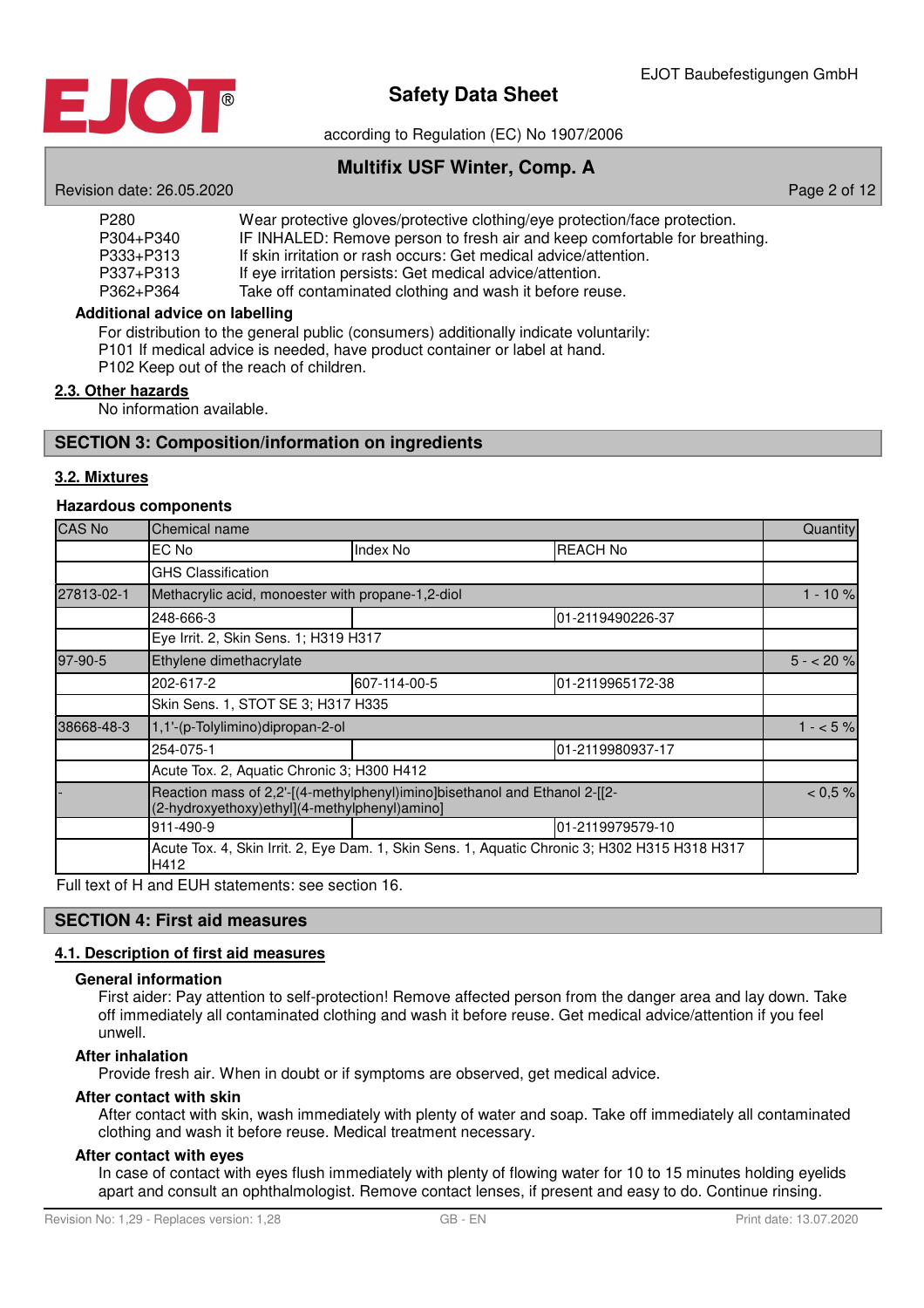| | |
|---|---|
| P280 | Wear protective gloves/protective clothing/eye protection/face protection. |
| P304+P340 | IF INHALED: Remove person to fresh air and keep comfortable for breathing. |
| P333+P313 | If skin irritation or rash occurs: Get medical advice/attention. |
| P337+P313 | If eye irritation persists: Get medical advice/attention. |
| P362+P364 | Take off contaminated clothing and wash it before reuse. |

**Additional advice on labelling**

For distribution to the general public (consumers) additionally indicate voluntarily:
P101 If medical advice is needed, have product container or label at hand.
P102 Keep out of the reach of children.

### 2.3. Other hazards

No information available.

## SECTION 3: Composition/information on ingredients

### 3.2. Mixtures

**Hazardous components**

| CAS No | Chemical name | | | Quantity |
|---|---|---|---|---|
| | EC No | Index No | REACH No | |
| | GHS Classification | | | |
| 27813-02-1 | Methacrylic acid, monoester with propane-1,2-diol | | | 1 - 10 % |
| | 248-666-3 | | 01-2119490226-37 | |
| | Eye Irrit. 2, Skin Sens. 1; H319 H317 | | | |
| 97-90-5 | Ethylene dimethacrylate | | | 5 - < 20 % |
| | 202-617-2 | 607-114-00-5 | 01-2119965172-38 | |
| | Skin Sens. 1, STOT SE 3; H317 H335 | | | |
| 38668-48-3 | 1,1'-(p-Tolylimino)dipropan-2-ol | | | 1 - < 5 % |
| | 254-075-1 | | 01-2119980937-17 | |
| | Acute Tox. 2, Aquatic Chronic 3; H300 H412 | | | |
| - | Reaction mass of 2,2'-[(4-methylphenyl)imino]bisethanol and Ethanol 2-[[2-(2-hydroxyethoxy)ethyl](4-methylphenyl)amino] | | | < 0,5 % |
| | 911-490-9 | | 01-2119979579-10 | |
| | Acute Tox. 4, Skin Irrit. 2, Eye Dam. 1, Skin Sens. 1, Aquatic Chronic 3; H302 H315 H318 H317 H412 | | | |

Full text of H and EUH statements: see section 16.

## SECTION 4: First aid measures

### 4.1. Description of first aid measures

**General information**

First aider: Pay attention to self-protection! Remove affected person from the danger area and lay down. Take off immediately all contaminated clothing and wash it before reuse. Get medical advice/attention if you feel unwell.

**After inhalation**

Provide fresh air. When in doubt or if symptoms are observed, get medical advice.

**After contact with skin**

After contact with skin, wash immediately with plenty of water and soap. Take off immediately all contaminated clothing and wash it before reuse. Medical treatment necessary.

**After contact with eyes**

In case of contact with eyes flush immediately with plenty of flowing water for 10 to 15 minutes holding eyelids apart and consult an ophthalmologist. Remove contact lenses, if present and easy to do. Continue rinsing.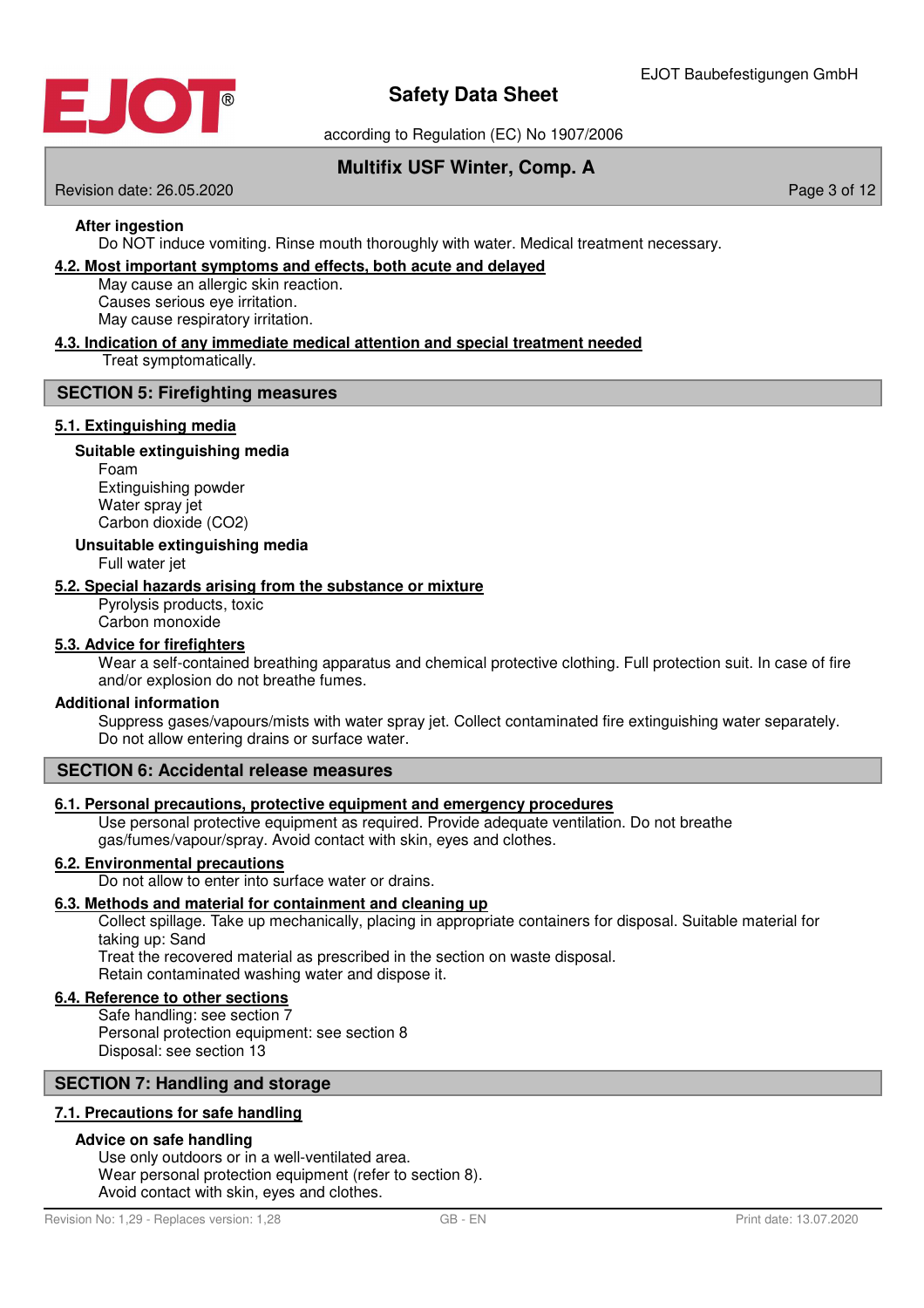**After ingestion**

Do NOT induce vomiting. Rinse mouth thoroughly with water. Medical treatment necessary.

### 4.2. Most important symptoms and effects, both acute and delayed

May cause an allergic skin reaction.
Causes serious eye irritation.
May cause respiratory irritation.

### 4.3. Indication of any immediate medical attention and special treatment needed

Treat symptomatically.

## SECTION 5: Firefighting measures

### 5.1. Extinguishing media

**Suitable extinguishing media**

Foam
Extinguishing powder
Water spray jet
Carbon dioxide ($CO_2$)

**Unsuitable extinguishing media**

Full water jet

### 5.2. Special hazards arising from the substance or mixture

Pyrolysis products, toxic
Carbon monoxide

### 5.3. Advice for firefighters

Wear a self-contained breathing apparatus and chemical protective clothing. Full protection suit. In case of fire and/or explosion do not breathe fumes.

**Additional information**

Suppress gases/vapours/mists with water spray jet. Collect contaminated fire extinguishing water separately. Do not allow entering drains or surface water.

## SECTION 6: Accidental release measures

### 6.1. Personal precautions, protective equipment and emergency procedures

Use personal protective equipment as required. Provide adequate ventilation. Do not breathe gas/fumes/vapour/spray. Avoid contact with skin, eyes and clothes.

### 6.2. Environmental precautions

Do not allow to enter into surface water or drains.

### 6.3. Methods and material for containment and cleaning up

Collect spillage. Take up mechanically, placing in appropriate containers for disposal. Suitable material for taking up: Sand
Treat the recovered material as prescribed in the section on waste disposal.
Retain contaminated washing water and dispose it.

### 6.4. Reference to other sections

Safe handling: see section 7
Personal protection equipment: see section 8
Disposal: see section 13

## SECTION 7: Handling and storage

### 7.1. Precautions for safe handling

**Advice on safe handling**

Use only outdoors or in a well-ventilated area.
Wear personal protection equipment (refer to section 8).
Avoid contact with skin, eyes and clothes.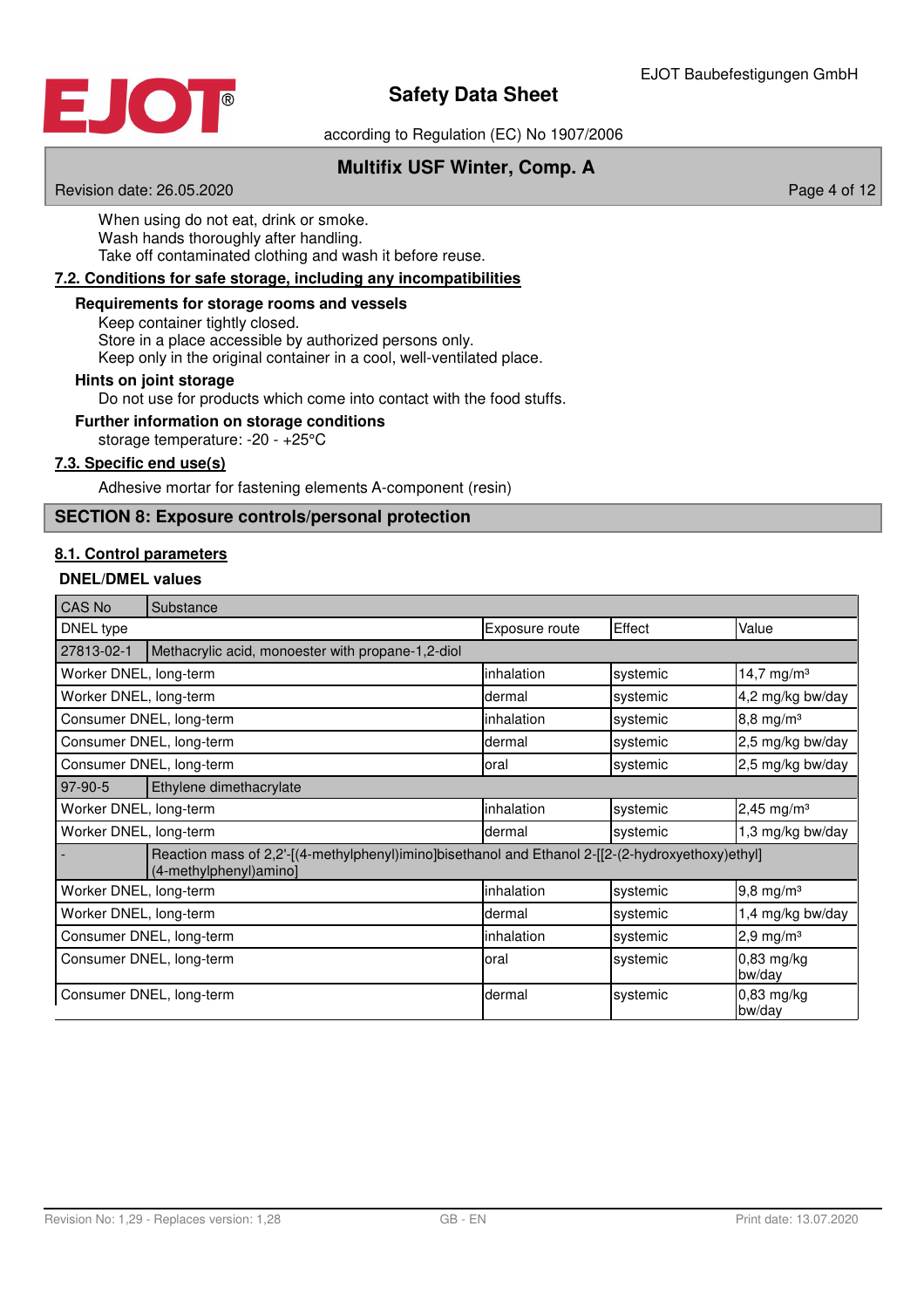When using do not eat, drink or smoke.
Wash hands thoroughly after handling.
Take off contaminated clothing and wash it before reuse.

### 7.2. Conditions for safe storage, including any incompatibilities

**Requirements for storage rooms and vessels**

Keep container tightly closed.
Store in a place accessible by authorized persons only.
Keep only in the original container in a cool, well-ventilated place.

**Hints on joint storage**

Do not use for products which come into contact with the food stuffs.

**Further information on storage conditions**

storage temperature: -20 - +25°C

### 7.3. Specific end use(s)

Adhesive mortar for fastening elements A-component (resin)

## SECTION 8: Exposure controls/personal protection

### 8.1. Control parameters

**DNEL/DMEL values**

| CAS No | Substance | | | |
|---|---|---|---|---|
| DNEL type | | Exposure route | Effect | Value |
| 27813-02-1 | Methacrylic acid, monoester with propane-1,2-diol | | | |
| Worker DNEL, long-term | | inhalation | systemic | 14,7 mg/m³ |
| Worker DNEL, long-term | | dermal | systemic | 4,2 mg/kg bw/day |
| Consumer DNEL, long-term | | inhalation | systemic | 8,8 mg/m³ |
| Consumer DNEL, long-term | | dermal | systemic | 2,5 mg/kg bw/day |
| Consumer DNEL, long-term | | oral | systemic | 2,5 mg/kg bw/day |
| 97-90-5 | Ethylene dimethacrylate | | | |
| Worker DNEL, long-term | | inhalation | systemic | 2,45 mg/m³ |
| Worker DNEL, long-term | | dermal | systemic | 1,3 mg/kg bw/day |
| - | Reaction mass of 2,2'-[(4-methylphenyl)imino]bisethanol and Ethanol 2-[[2-(2-hydroxyethoxy)ethyl](4-methylphenyl)amino] | | | |
| Worker DNEL, long-term | | inhalation | systemic | 9,8 mg/m³ |
| Worker DNEL, long-term | | dermal | systemic | 1,4 mg/kg bw/day |
| Consumer DNEL, long-term | | inhalation | systemic | 2,9 mg/m³ |
| Consumer DNEL, long-term | | oral | systemic | 0,83 mg/kg bw/day |
| Consumer DNEL, long-term | | dermal | systemic | 0,83 mg/kg bw/day |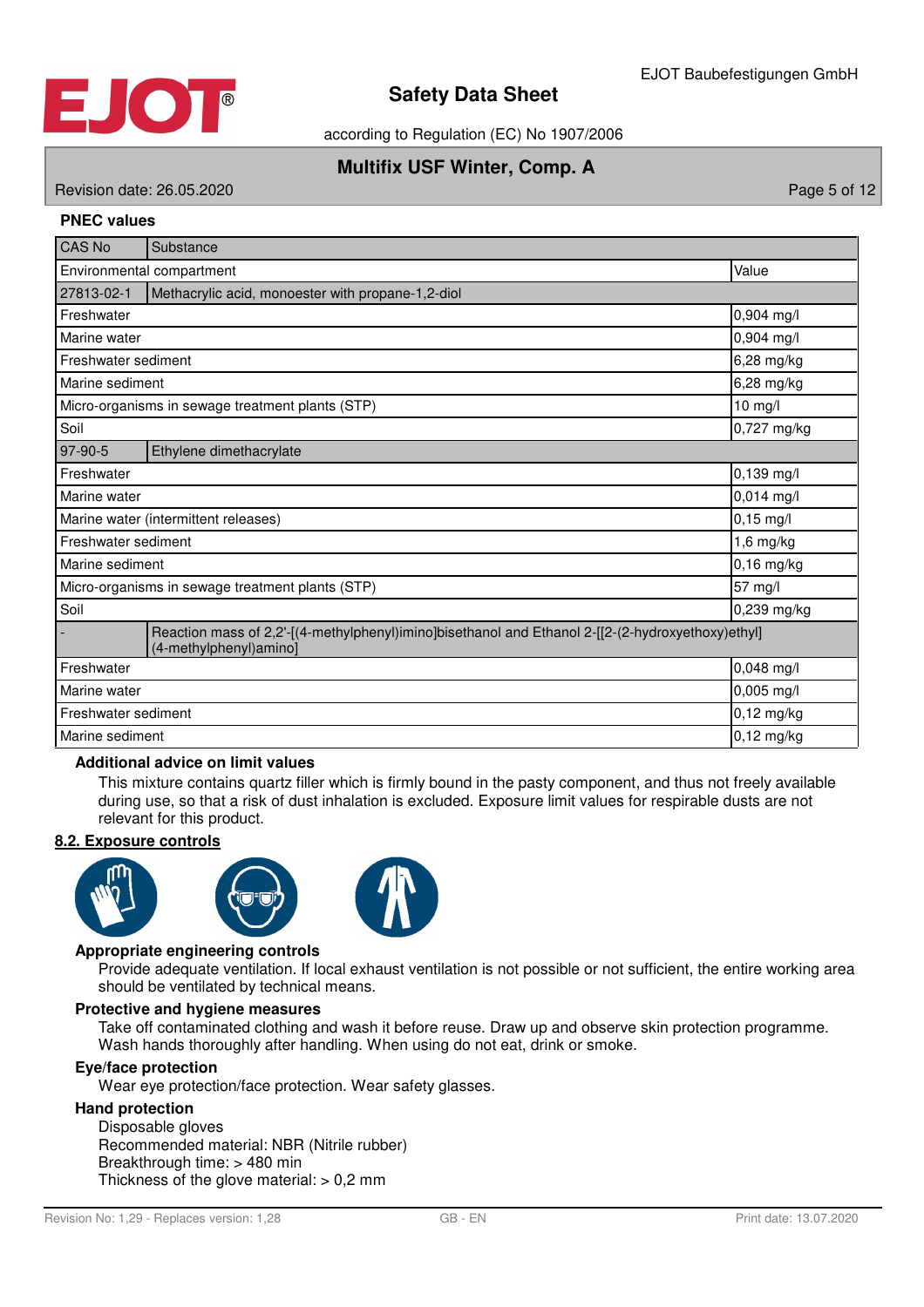**PNEC values**

| CAS No | Substance | |
|---|---|---|
| Environmental compartment | | Value |
| 27813-02-1 | Methacrylic acid, monoester with propane-1,2-diol | |
| Freshwater | | 0,904 mg/l |
| Marine water | | 0,904 mg/l |
| Freshwater sediment | | 6,28 mg/kg |
| Marine sediment | | 6,28 mg/kg |
| Micro-organisms in sewage treatment plants (STP) | | 10 mg/l |
| Soil | | 0,727 mg/kg |
| 97-90-5 | Ethylene dimethacrylate | |
| Freshwater | | 0,139 mg/l |
| Marine water | | 0,014 mg/l |
| Marine water (intermittent releases) | | 0,15 mg/l |
| Freshwater sediment | | 1,6 mg/kg |
| Marine sediment | | 0,16 mg/kg |
| Micro-organisms in sewage treatment plants (STP) | | 57 mg/l |
| Soil | | 0,239 mg/kg |
| - | Reaction mass of 2,2'-[(4-methylphenyl)imino]bisethanol and Ethanol 2-[[2-(2-hydroxyethoxy)ethyl](4-methylphenyl)amino] | |
| Freshwater | | 0,048 mg/l |
| Marine water | | 0,005 mg/l |
| Freshwater sediment | | 0,12 mg/kg |
| Marine sediment | | 0,12 mg/kg |

**Additional advice on limit values**

This mixture contains quartz filler which is firmly bound in the pasty component, and thus not freely available during use, so that a risk of dust inhalation is excluded. Exposure limit values for respirable dusts are not relevant for this product.

## 8.2. Exposure controls

**Appropriate engineering controls**

Provide adequate ventilation. If local exhaust ventilation is not possible or not sufficient, the entire working area should be ventilated by technical means.

**Protective and hygiene measures**

Take off contaminated clothing and wash it before reuse. Draw up and observe skin protection programme. Wash hands thoroughly after handling. When using do not eat, drink or smoke.

**Eye/face protection**

Wear eye protection/face protection. Wear safety glasses.

**Hand protection**

Disposable gloves
Recommended material: NBR (Nitrile rubber)
Breakthrough time: > 480 min
Thickness of the glove material: > 0,2 mm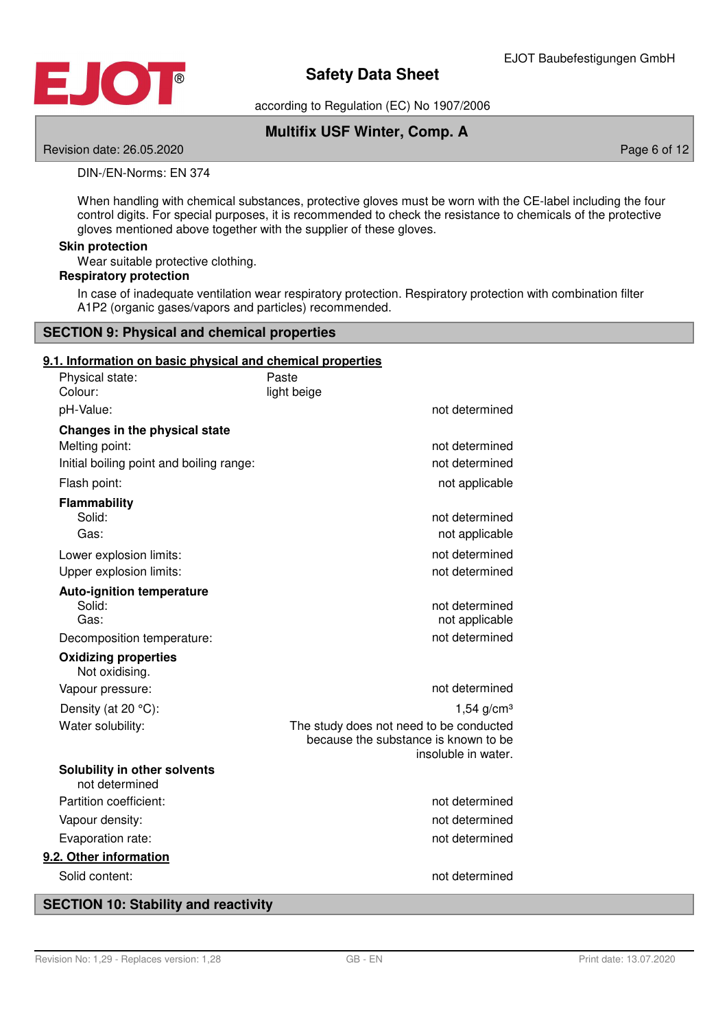DIN-/EN-Norms: EN 374

When handling with chemical substances, protective gloves must be worn with the CE-label including the four control digits. For special purposes, it is recommended to check the resistance to chemicals of the protective gloves mentioned above together with the supplier of these gloves.

**Skin protection**

Wear suitable protective clothing.

**Respiratory protection**

In case of inadequate ventilation wear respiratory protection. Respiratory protection with combination filter A1P2 (organic gases/vapors and particles) recommended.

## SECTION 9: Physical and chemical properties

### 9.1. Information on basic physical and chemical properties

| | |
|---|---|
| Physical state: | Paste |
| Colour: | light beige |
| pH-Value: | not determined |
| **Changes in the physical state** | |
| Melting point: | not determined |
| Initial boiling point and boiling range: | not determined |
| Flash point: | not applicable |
| **Flammability** | |
| Solid: | not determined |
| Gas: | not applicable |
| Lower explosion limits: | not determined |
| Upper explosion limits: | not determined |
| **Auto-ignition temperature** | |
| Solid: | not determined |
| Gas: | not applicable |
| Decomposition temperature: | not determined |
| **Oxidizing properties** | |
| Not oxidising. | |
| Vapour pressure: | not determined |
| Density (at 20 °C): | 1,54 g/cm³ |
| Water solubility: | The study does not need to be conducted because the substance is known to be insoluble in water. |
| **Solubility in other solvents** | |
| not determined | |
| Partition coefficient: | not determined |
| Vapour density: | not determined |
| Evaporation rate: | not determined |

### 9.2. Other information

| | |
|---|---|
| Solid content: | not determined |

## SECTION 10: Stability and reactivity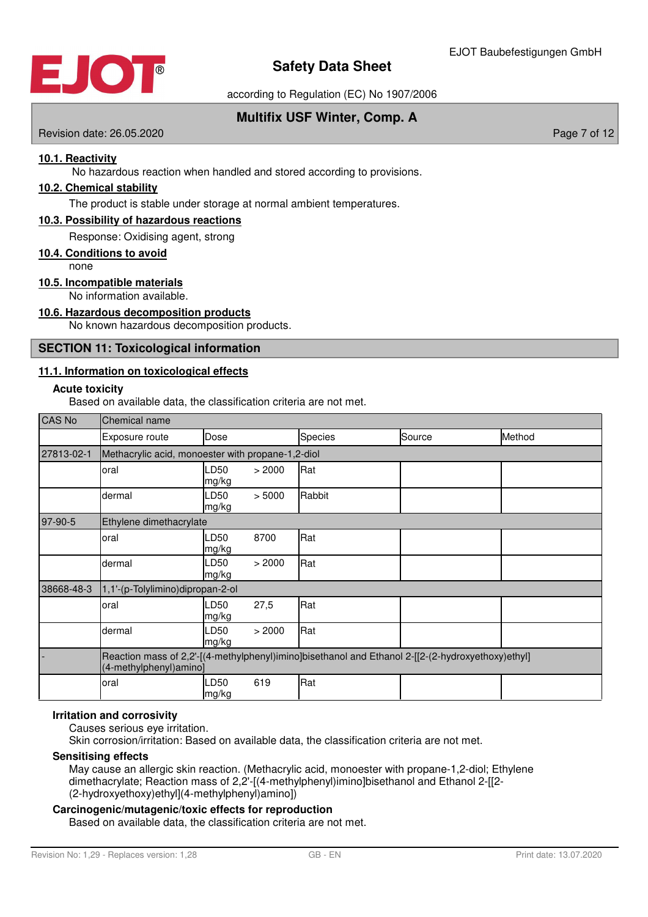#### 10.1. Reactivity

No hazardous reaction when handled and stored according to provisions.

#### 10.2. Chemical stability

The product is stable under storage at normal ambient temperatures.

#### 10.3. Possibility of hazardous reactions

Response: Oxidising agent, strong

#### 10.4. Conditions to avoid

none

#### 10.5. Incompatible materials

No information available.

#### 10.6. Hazardous decomposition products

No known hazardous decomposition products.

## SECTION 11: Toxicological information

#### 11.1. Information on toxicological effects

**Acute toxicity**

Based on available data, the classification criteria are not met.

| CAS No | Chemical name | | | | |
|---|---|---|---|---|---|
| | Exposure route | Dose | Species | Source | Method |
| 27813-02-1 | Methacrylic acid, monoester with propane-1,2-diol | | | | |
| | oral | LD50 > 2000 mg/kg | Rat | | |
| | dermal | LD50 > 5000 mg/kg | Rabbit | | |
| 97-90-5 | Ethylene dimethacrylate | | | | |
| | oral | LD50 8700 mg/kg | Rat | | |
| | dermal | LD50 > 2000 mg/kg | Rat | | |
| 38668-48-3 | 1,1'-(p-Tolylimino)dipropan-2-ol | | | | |
| | oral | LD50 27,5 mg/kg | Rat | | |
| | dermal | LD50 > 2000 mg/kg | Rat | | |
| - | Reaction mass of 2,2'-[(4-methylphenyl)imino]bisethanol and Ethanol 2-[[2-(2-hydroxyethoxy)ethyl](4-methylphenyl)amino] | | | | |
| | oral | LD50 619 mg/kg | Rat | | |

**Irritation and corrosivity**

Causes serious eye irritation.

Skin corrosion/irritation: Based on available data, the classification criteria are not met.

**Sensitising effects**

May cause an allergic skin reaction. (Methacrylic acid, monoester with propane-1,2-diol; Ethylene dimethacrylate; Reaction mass of 2,2'-[(4-methylphenyl)imino]bisethanol and Ethanol 2-[[2-(2-hydroxyethoxy)ethyl](4-methylphenyl)amino])

**Carcinogenic/mutagenic/toxic effects for reproduction**

Based on available data, the classification criteria are not met.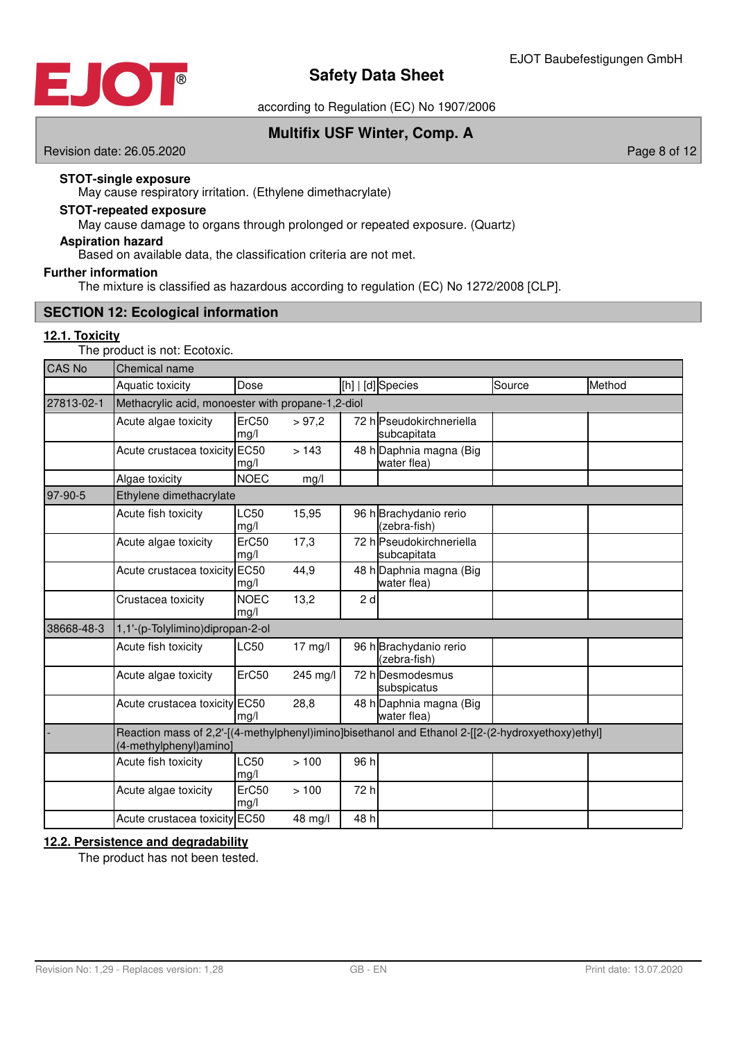**STOT-single exposure**

May cause respiratory irritation. (Ethylene dimethacrylate)

**STOT-repeated exposure**

May cause damage to organs through prolonged or repeated exposure. (Quartz)

**Aspiration hazard**

Based on available data, the classification criteria are not met.

**Further information**

The mixture is classified as hazardous according to regulation (EC) No 1272/2008 [CLP].

## SECTION 12: Ecological information

### 12.1. Toxicity

The product is not: Ecotoxic.

| CAS No | Chemical name | | | | | |
|---|---|---|---|---|---|---|
| | Aquatic toxicity | Dose | [h] \| [d] | Species | Source | Method |
| 27813-02-1 | Methacrylic acid, monoester with propane-1,2-diol | | | | | |
| | Acute algae toxicity | ErC50 > 97,2 mg/l | 72 h | Pseudokirchneriella subcapitata | | |
| | Acute crustacea toxicity | EC50 > 143 mg/l | 48 h | Daphnia magna (Big water flea) | | |
| | Algae toxicity | NOEC mg/l | | | | |
| 97-90-5 | Ethylene dimethacrylate | | | | | |
| | Acute fish toxicity | LC50 15,95 mg/l | 96 h | Brachydanio rerio (zebra-fish) | | |
| | Acute algae toxicity | ErC50 17,3 mg/l | 72 h | Pseudokirchneriella subcapitata | | |
| | Acute crustacea toxicity | EC50 44,9 mg/l | 48 h | Daphnia magna (Big water flea) | | |
| | Crustacea toxicity | NOEC 13,2 mg/l | 2 d | | | |
| 38668-48-3 | 1,1'-(p-Tolylimino)dipropan-2-ol | | | | | |
| | Acute fish toxicity | LC50 17 mg/l | 96 h | Brachydanio rerio (zebra-fish) | | |
| | Acute algae toxicity | ErC50 245 mg/l | 72 h | Desmodesmus subspicatus | | |
| | Acute crustacea toxicity | EC50 28,8 mg/l | 48 h | Daphnia magna (Big water flea) | | |
| - | Reaction mass of 2,2'-[(4-methylphenyl)imino]bisethanol and Ethanol 2-[[2-(2-hydroxyethoxy)ethyl](4-methylphenyl)amino] | | | | | |
| | Acute fish toxicity | LC50 > 100 mg/l | 96 h | | | |
| | Acute algae toxicity | ErC50 > 100 mg/l | 72 h | | | |
| | Acute crustacea toxicity | EC50 48 mg/l | 48 h | | | |

### 12.2. Persistence and degradability

The product has not been tested.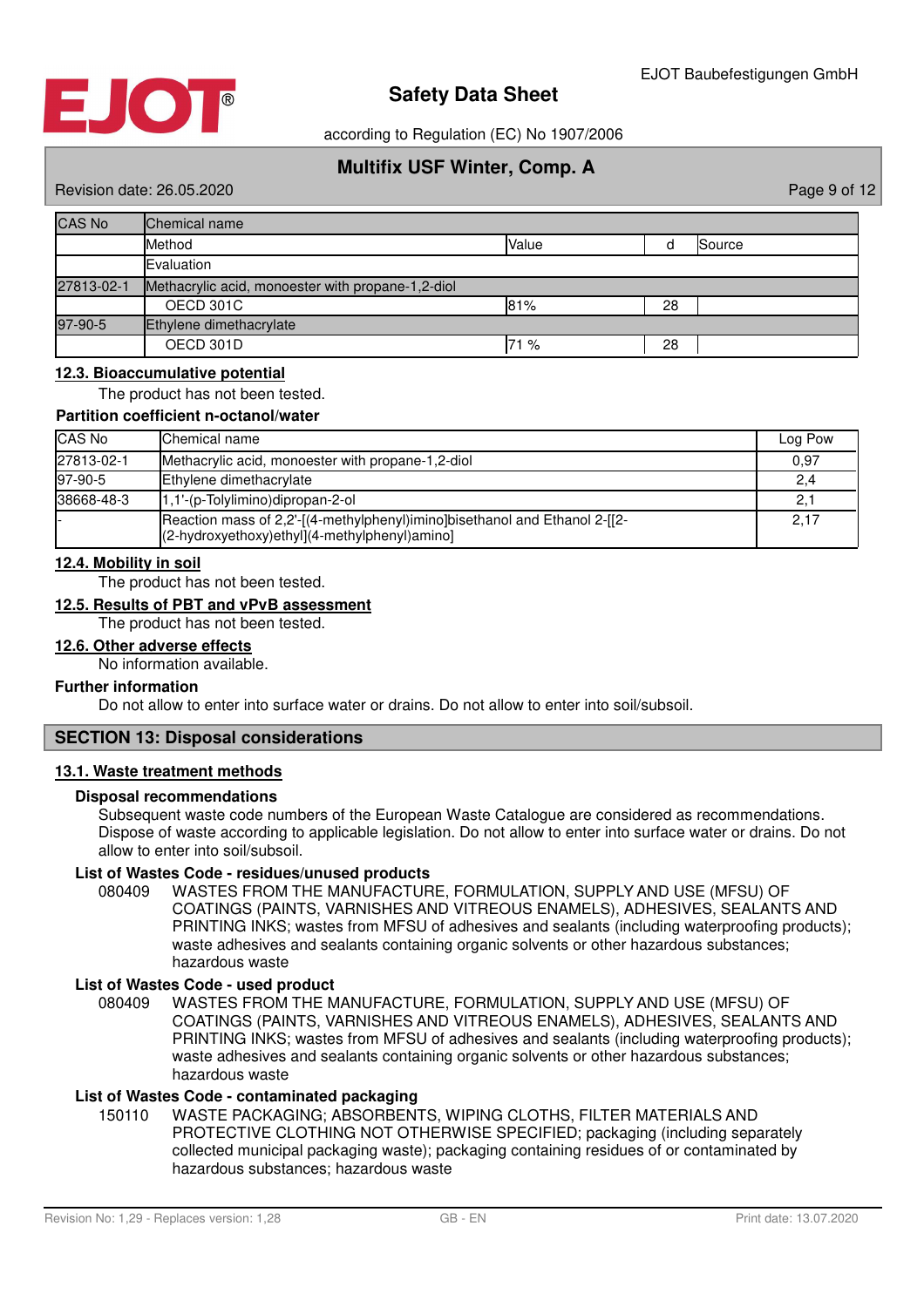| CAS No | Chemical name | | | |
|---|---|---|---|---|
| | Method | Value | d | Source |
| | Evaluation | | | |
| 27813-02-1 | Methacrylic acid, monoester with propane-1,2-diol | | | |
| | OECD 301C | 81% | 28 | |
| 97-90-5 | Ethylene dimethacrylate | | | |
| | OECD 301D | 71 % | 28 | |

## 12.3. Bioaccumulative potential

The product has not been tested.

**Partition coefficient n-octanol/water**

| CAS No | Chemical name | Log Pow |
|---|---|---|
| 27813-02-1 | Methacrylic acid, monoester with propane-1,2-diol | 0,97 |
| 97-90-5 | Ethylene dimethacrylate | 2,4 |
| 38668-48-3 | 1,1'-(p-Tolylimino)dipropan-2-ol | 2,1 |
| - | Reaction mass of 2,2'-[(4-methylphenyl)imino]bisethanol and Ethanol 2-[[2-(2-hydroxyethoxy)ethyl](4-methylphenyl)amino] | 2,17 |

## 12.4. Mobility in soil

The product has not been tested.

## 12.5. Results of PBT and vPvB assessment

The product has not been tested.

## 12.6. Other adverse effects

No information available.

**Further information**

Do not allow to enter into surface water or drains. Do not allow to enter into soil/subsoil.

# SECTION 13: Disposal considerations

## 13.1. Waste treatment methods

**Disposal recommendations**

Subsequent waste code numbers of the European Waste Catalogue are considered as recommendations. Dispose of waste according to applicable legislation. Do not allow to enter into surface water or drains. Do not allow to enter into soil/subsoil.

**List of Wastes Code - residues/unused products**

080409 WASTES FROM THE MANUFACTURE, FORMULATION, SUPPLY AND USE (MFSU) OF COATINGS (PAINTS, VARNISHES AND VITREOUS ENAMELS), ADHESIVES, SEALANTS AND PRINTING INKS; wastes from MFSU of adhesives and sealants (including waterproofing products); waste adhesives and sealants containing organic solvents or other hazardous substances; hazardous waste

**List of Wastes Code - used product**

080409 WASTES FROM THE MANUFACTURE, FORMULATION, SUPPLY AND USE (MFSU) OF COATINGS (PAINTS, VARNISHES AND VITREOUS ENAMELS), ADHESIVES, SEALANTS AND PRINTING INKS; wastes from MFSU of adhesives and sealants (including waterproofing products); waste adhesives and sealants containing organic solvents or other hazardous substances; hazardous waste

**List of Wastes Code - contaminated packaging**

150110 WASTE PACKAGING; ABSORBENTS, WIPING CLOTHS, FILTER MATERIALS AND PROTECTIVE CLOTHING NOT OTHERWISE SPECIFIED; packaging (including separately collected municipal packaging waste); packaging containing residues of or contaminated by hazardous substances; hazardous waste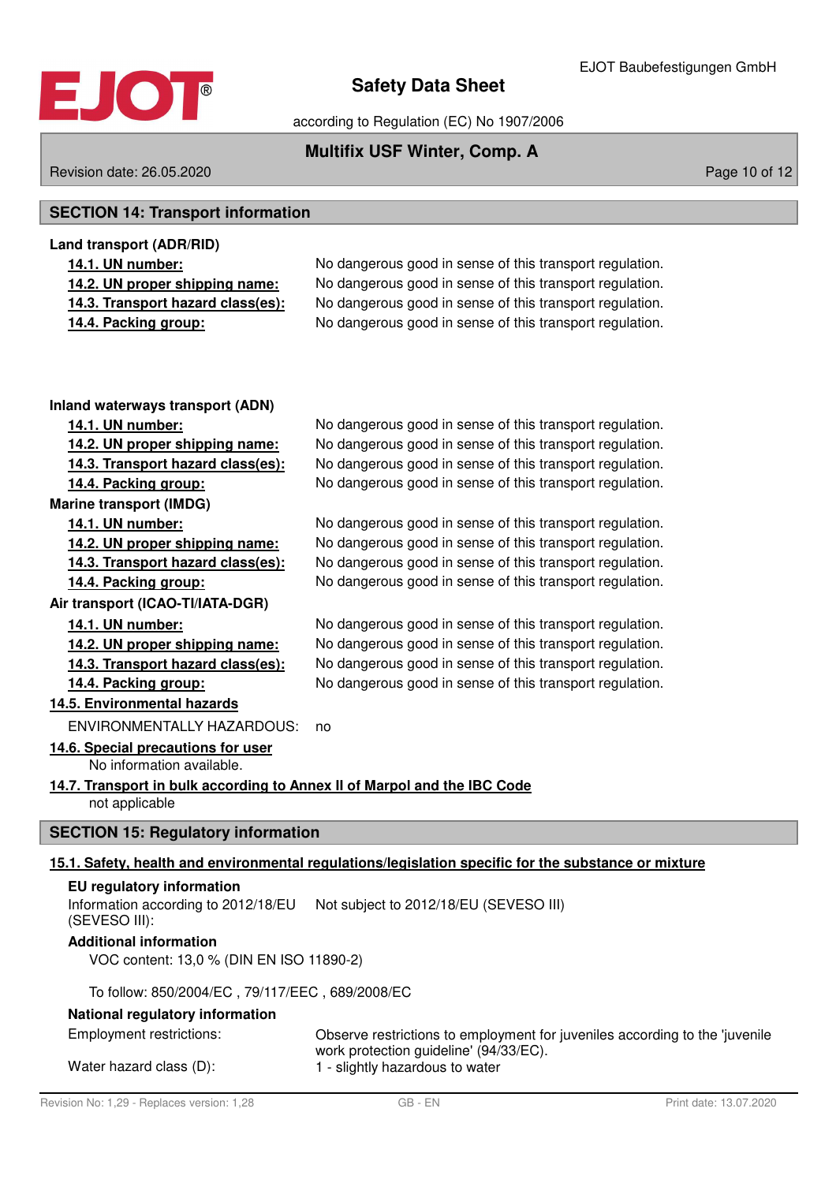## SECTION 14: Transport information

**Land transport (ADR/RID)**

**14.1. UN number:** No dangerous good in sense of this transport regulation.
**14.2. UN proper shipping name:** No dangerous good in sense of this transport regulation.
**14.3. Transport hazard class(es):** No dangerous good in sense of this transport regulation.
**14.4. Packing group:** No dangerous good in sense of this transport regulation.

**Inland waterways transport (ADN)**

**14.1. UN number:** No dangerous good in sense of this transport regulation.
**14.2. UN proper shipping name:** No dangerous good in sense of this transport regulation.
**14.3. Transport hazard class(es):** No dangerous good in sense of this transport regulation.
**14.4. Packing group:** No dangerous good in sense of this transport regulation.

**Marine transport (IMDG)**

**14.1. UN number:** No dangerous good in sense of this transport regulation.
**14.2. UN proper shipping name:** No dangerous good in sense of this transport regulation.
**14.3. Transport hazard class(es):** No dangerous good in sense of this transport regulation.
**14.4. Packing group:** No dangerous good in sense of this transport regulation.

**Air transport (ICAO-TI/IATA-DGR)**

**14.1. UN number:** No dangerous good in sense of this transport regulation.
**14.2. UN proper shipping name:** No dangerous good in sense of this transport regulation.
**14.3. Transport hazard class(es):** No dangerous good in sense of this transport regulation.
**14.4. Packing group:** No dangerous good in sense of this transport regulation.

**14.5. Environmental hazards**

ENVIRONMENTALLY HAZARDOUS: no

**14.6. Special precautions for user**

No information available.

**14.7. Transport in bulk according to Annex II of Marpol and the IBC Code**

not applicable

## SECTION 15: Regulatory information

**15.1. Safety, health and environmental regulations/legislation specific for the substance or mixture**

**EU regulatory information**

Information according to 2012/18/EU (SEVESO III): Not subject to 2012/18/EU (SEVESO III)

**Additional information**

VOC content: 13,0 % (DIN EN ISO 11890-2)

To follow: 850/2004/EC , 79/117/EEC , 689/2008/EC

**National regulatory information**

Employment restrictions: Observe restrictions to employment for juveniles according to the 'juvenile work protection guideline' (94/33/EC).

Water hazard class (D): 1 - slightly hazardous to water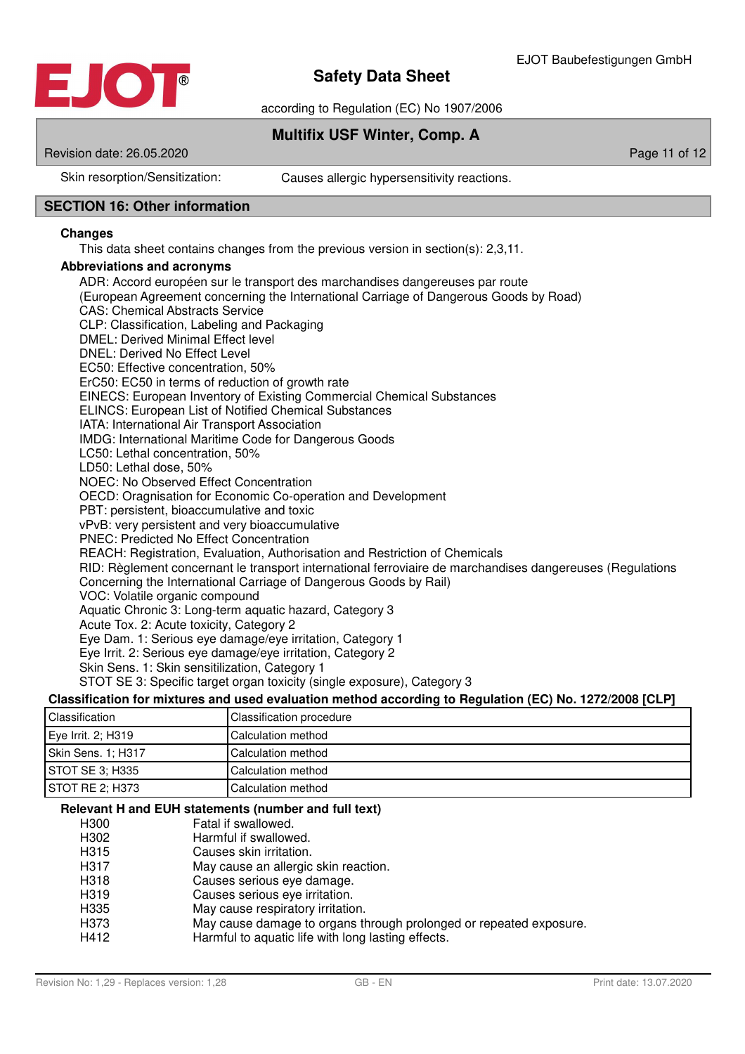Skin resorption/Sensitization: Causes allergic hypersensitivity reactions.

## SECTION 16: Other information

**Changes**

This data sheet contains changes from the previous version in section(s): 2,3,11.

**Abbreviations and acronyms**

ADR: Accord européen sur le transport des marchandises dangereuses par route
(European Agreement concerning the International Carriage of Dangerous Goods by Road)
CAS: Chemical Abstracts Service
CLP: Classification, Labeling and Packaging
DMEL: Derived Minimal Effect level
DNEL: Derived No Effect Level
EC50: Effective concentration, 50%
ErC50: EC50 in terms of reduction of growth rate
EINECS: European Inventory of Existing Commercial Chemical Substances
ELINCS: European List of Notified Chemical Substances
IATA: International Air Transport Association
IMDG: International Maritime Code for Dangerous Goods
LC50: Lethal concentration, 50%
LD50: Lethal dose, 50%
NOEC: No Observed Effect Concentration
OECD: Oragnisation for Economic Co-operation and Development
PBT: persistent, bioaccumulative and toxic
vPvB: very persistent and very bioaccumulative
PNEC: Predicted No Effect Concentration
REACH: Registration, Evaluation, Authorisation and Restriction of Chemicals
RID: Règlement concernant le transport international ferroviaire de marchandises dangereuses (Regulations Concerning the International Carriage of Dangerous Goods by Rail)
VOC: Volatile organic compound
Aquatic Chronic 3: Long-term aquatic hazard, Category 3
Acute Tox. 2: Acute toxicity, Category 2
Eye Dam. 1: Serious eye damage/eye irritation, Category 1
Eye Irrit. 2: Serious eye damage/eye irritation, Category 2
Skin Sens. 1: Skin sensitilization, Category 1
STOT SE 3: Specific target organ toxicity (single exposure), Category 3

**Classification for mixtures and used evaluation method according to Regulation (EC) No. 1272/2008 [CLP]**

| Classification | Classification procedure |
|---|---|
| Eye Irrit. 2; H319 | Calculation method |
| Skin Sens. 1; H317 | Calculation method |
| STOT SE 3; H335 | Calculation method |
| STOT RE 2; H373 | Calculation method |

**Relevant H and EUH statements (number and full text)**

| | |
|---|---|
| H300 | Fatal if swallowed. |
| H302 | Harmful if swallowed. |
| H315 | Causes skin irritation. |
| H317 | May cause an allergic skin reaction. |
| H318 | Causes serious eye damage. |
| H319 | Causes serious eye irritation. |
| H335 | May cause respiratory irritation. |
| H373 | May cause damage to organs through prolonged or repeated exposure. |
| H412 | Harmful to aquatic life with long lasting effects. |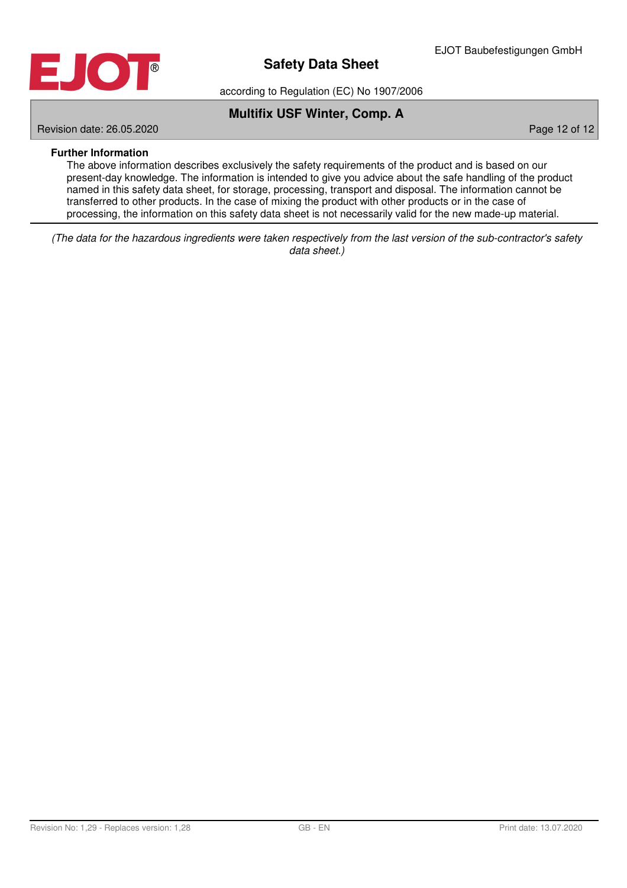**Further Information**

The above information describes exclusively the safety requirements of the product and is based on our present-day knowledge. The information is intended to give you advice about the safe handling of the product named in this safety data sheet, for storage, processing, transport and disposal. The information cannot be transferred to other products. In the case of mixing the product with other products or in the case of processing, the information on this safety data sheet is not necessarily valid for the new made-up material.

---

*(The data for the hazardous ingredients were taken respectively from the last version of the sub-contractor's safety data sheet.)*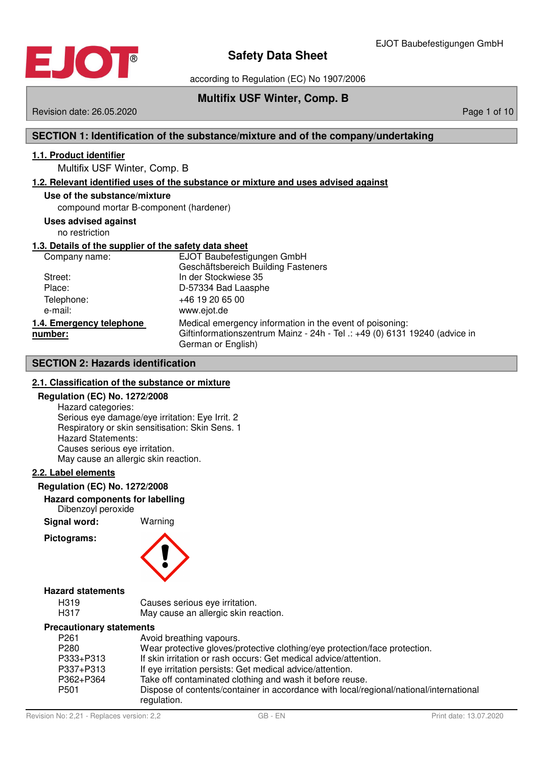# Safety Data Sheet

according to Regulation (EC) No 1907/2006

## Multifix USF Winter, Comp. B

Revision date: 26.05.2020

## SECTION 1: Identification of the substance/mixture and of the company/undertaking

### 1.1. Product identifier

Multifix USF Winter, Comp. B

### 1.2. Relevant identified uses of the substance or mixture and uses advised against

**Use of the substance/mixture**

compound mortar B-component (hardener)

**Uses advised against**

no restriction

### 1.3. Details of the supplier of the safety data sheet

| | |
|---|---|
| Company name: | EJOT Baubefestigungen GmbH<br>Geschäftsbereich Building Fasteners |
| Street: | In der Stockwiese 35 |
| Place: | D-57334 Bad Laasphe |
| Telephone: | +46 19 20 65 00 |
| e-mail: | www.ejot.de |

### 1.4. Emergency telephone number:

Medical emergency information in the event of poisoning:
Giftinformationszentrum Mainz - 24h - Tel .: +49 (0) 6131 19240 (advice in German or English)

## SECTION 2: Hazards identification

### 2.1. Classification of the substance or mixture

**Regulation (EC) No. 1272/2008**

Hazard categories:
Serious eye damage/eye irritation: Eye Irrit. 2
Respiratory or skin sensitisation: Skin Sens. 1
Hazard Statements:
Causes serious eye irritation.
May cause an allergic skin reaction.

### 2.2. Label elements

**Regulation (EC) No. 1272/2008**

**Hazard components for labelling**

Dibenzoyl peroxide

**Signal word:** Warning

**Pictograms:**

**Hazard statements**

| | |
|---|---|
| H319 | Causes serious eye irritation. |
| H317 | May cause an allergic skin reaction. |

**Precautionary statements**

| | |
|---|---|
| P261 | Avoid breathing vapours. |
| P280 | Wear protective gloves/protective clothing/eye protection/face protection. |
| P333+P313 | If skin irritation or rash occurs: Get medical advice/attention. |
| P337+P313 | If eye irritation persists: Get medical advice/attention. |
| P362+P364 | Take off contaminated clothing and wash it before reuse. |
| P501 | Dispose of contents/container in accordance with local/regional/national/international regulation. |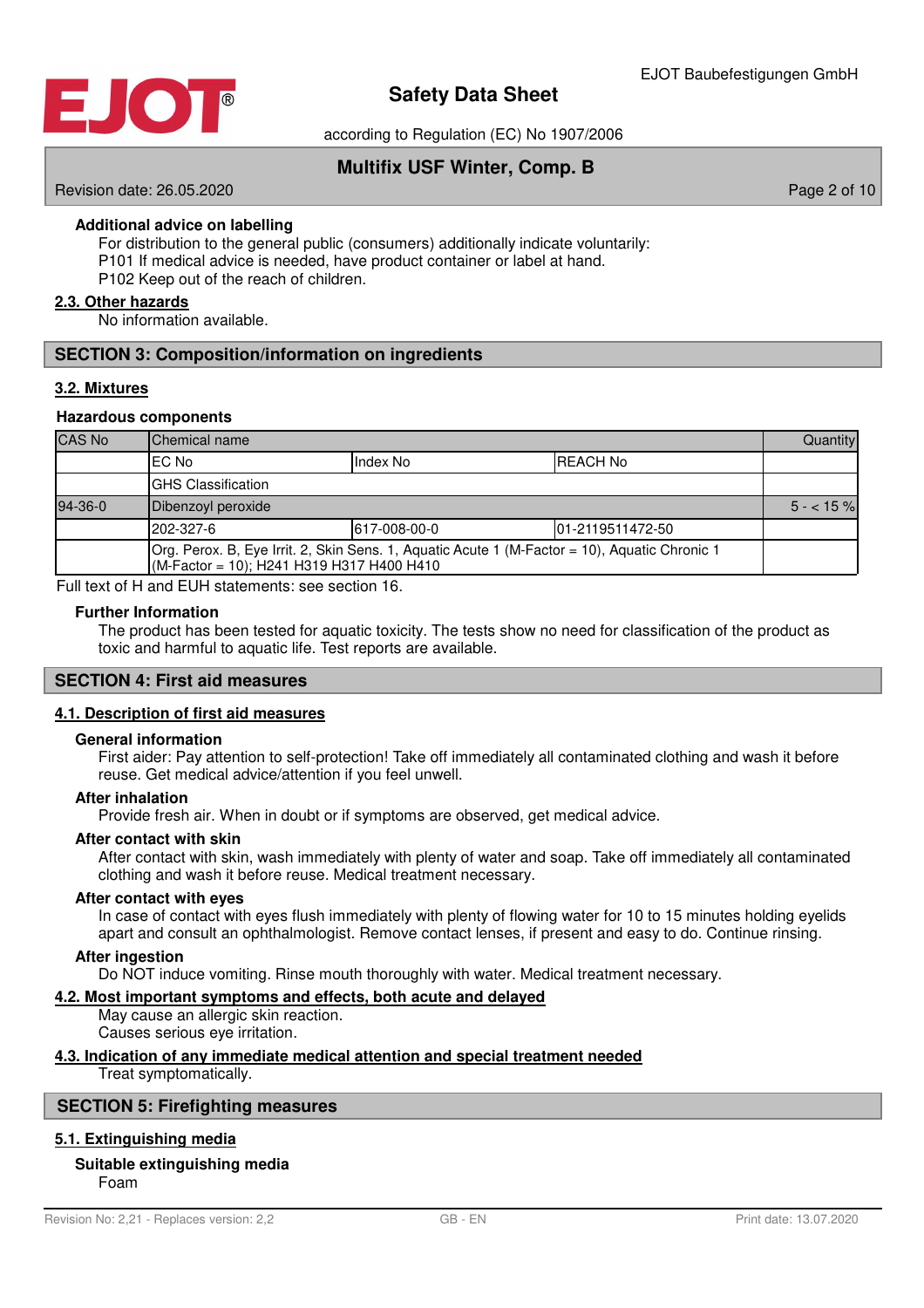**Additional advice on labelling**

For distribution to the general public (consumers) additionally indicate voluntarily:
P101 If medical advice is needed, have product container or label at hand.
P102 Keep out of the reach of children.

## 2.3. Other hazards

No information available.

# SECTION 3: Composition/information on ingredients

## 3.2. Mixtures

### Hazardous components

| CAS No | Chemical name | | | Quantity |
|---|---|---|---|---|
| | EC No | Index No | REACH No | |
| | GHS Classification | | | |
| 94-36-0 | Dibenzoyl peroxide | | | 5 - < 15 % |
| | 202-327-6 | 617-008-00-0 | 01-2119511472-50 | |
| | Org. Perox. B, Eye Irrit. 2, Skin Sens. 1, Aquatic Acute 1 (M-Factor = 10), Aquatic Chronic 1 (M-Factor = 10); H241 H319 H317 H400 H410 | | | |

Full text of H and EUH statements: see section 16.

**Further Information**

The product has been tested for aquatic toxicity. The tests show no need for classification of the product as toxic and harmful to aquatic life. Test reports are available.

# SECTION 4: First aid measures

## 4.1. Description of first aid measures

**General information**

First aider: Pay attention to self-protection! Take off immediately all contaminated clothing and wash it before reuse. Get medical advice/attention if you feel unwell.

**After inhalation**

Provide fresh air. When in doubt or if symptoms are observed, get medical advice.

**After contact with skin**

After contact with skin, wash immediately with plenty of water and soap. Take off immediately all contaminated clothing and wash it before reuse. Medical treatment necessary.

**After contact with eyes**

In case of contact with eyes flush immediately with plenty of flowing water for 10 to 15 minutes holding eyelids apart and consult an ophthalmologist. Remove contact lenses, if present and easy to do. Continue rinsing.

**After ingestion**

Do NOT induce vomiting. Rinse mouth thoroughly with water. Medical treatment necessary.

## 4.2. Most important symptoms and effects, both acute and delayed

May cause an allergic skin reaction.
Causes serious eye irritation.

## 4.3. Indication of any immediate medical attention and special treatment needed

Treat symptomatically.

# SECTION 5: Firefighting measures

## 5.1. Extinguishing media

**Suitable extinguishing media**

Foam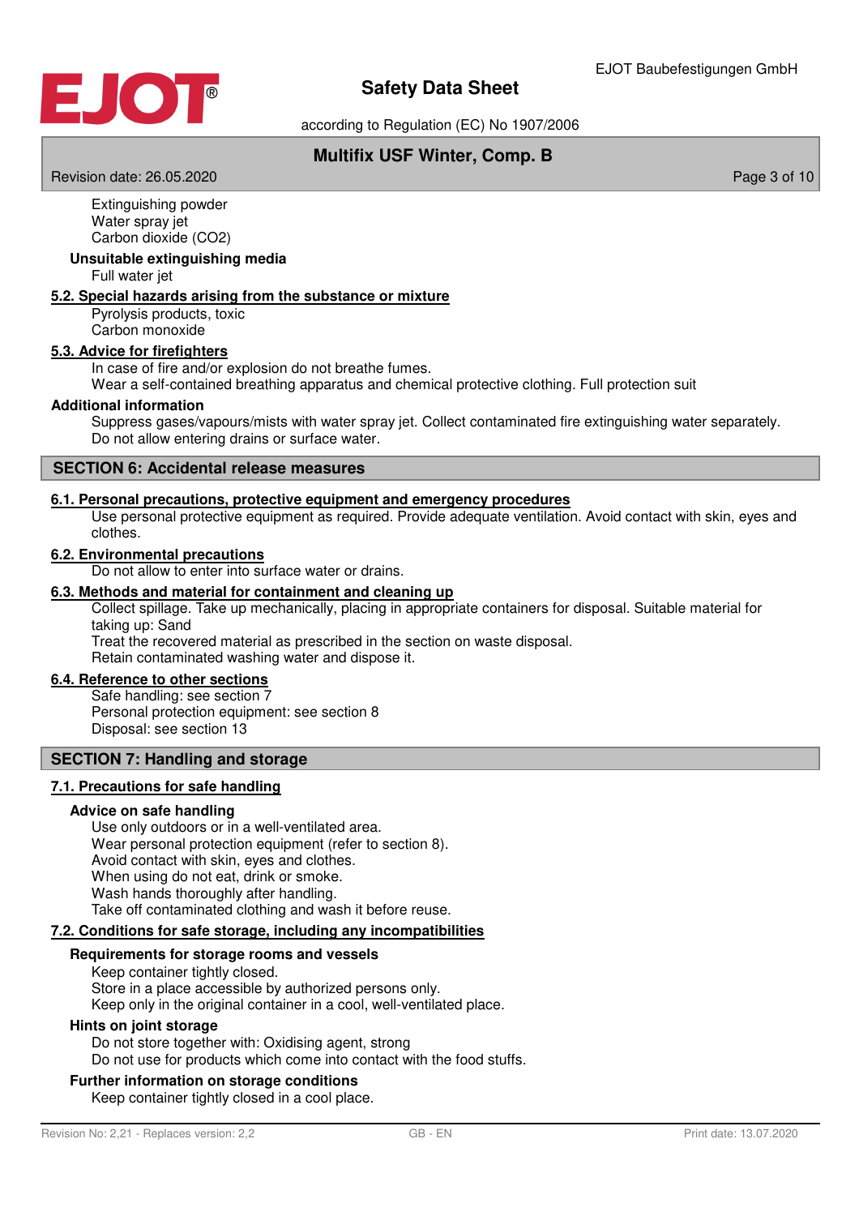Extinguishing powder
Water spray jet
Carbon dioxide ($CO_2$)

**Unsuitable extinguishing media**

Full water jet

**5.2. Special hazards arising from the substance or mixture**

Pyrolysis products, toxic
Carbon monoxide

**5.3. Advice for firefighters**

In case of fire and/or explosion do not breathe fumes.
Wear a self-contained breathing apparatus and chemical protective clothing. Full protection suit

**Additional information**

Suppress gases/vapours/mists with water spray jet. Collect contaminated fire extinguishing water separately.
Do not allow entering drains or surface water.

## SECTION 6: Accidental release measures

**6.1. Personal precautions, protective equipment and emergency procedures**

Use personal protective equipment as required. Provide adequate ventilation. Avoid contact with skin, eyes and clothes.

**6.2. Environmental precautions**

Do not allow to enter into surface water or drains.

**6.3. Methods and material for containment and cleaning up**

Collect spillage. Take up mechanically, placing in appropriate containers for disposal. Suitable material for taking up: Sand
Treat the recovered material as prescribed in the section on waste disposal.
Retain contaminated washing water and dispose it.

**6.4. Reference to other sections**

Safe handling: see section 7
Personal protection equipment: see section 8
Disposal: see section 13

## SECTION 7: Handling and storage

**7.1. Precautions for safe handling**

**Advice on safe handling**

Use only outdoors or in a well-ventilated area.
Wear personal protection equipment (refer to section 8).
Avoid contact with skin, eyes and clothes.
When using do not eat, drink or smoke.
Wash hands thoroughly after handling.
Take off contaminated clothing and wash it before reuse.

**7.2. Conditions for safe storage, including any incompatibilities**

**Requirements for storage rooms and vessels**

Keep container tightly closed.
Store in a place accessible by authorized persons only.
Keep only in the original container in a cool, well-ventilated place.

**Hints on joint storage**

Do not store together with: Oxidising agent, strong
Do not use for products which come into contact with the food stuffs.

**Further information on storage conditions**

Keep container tightly closed in a cool place.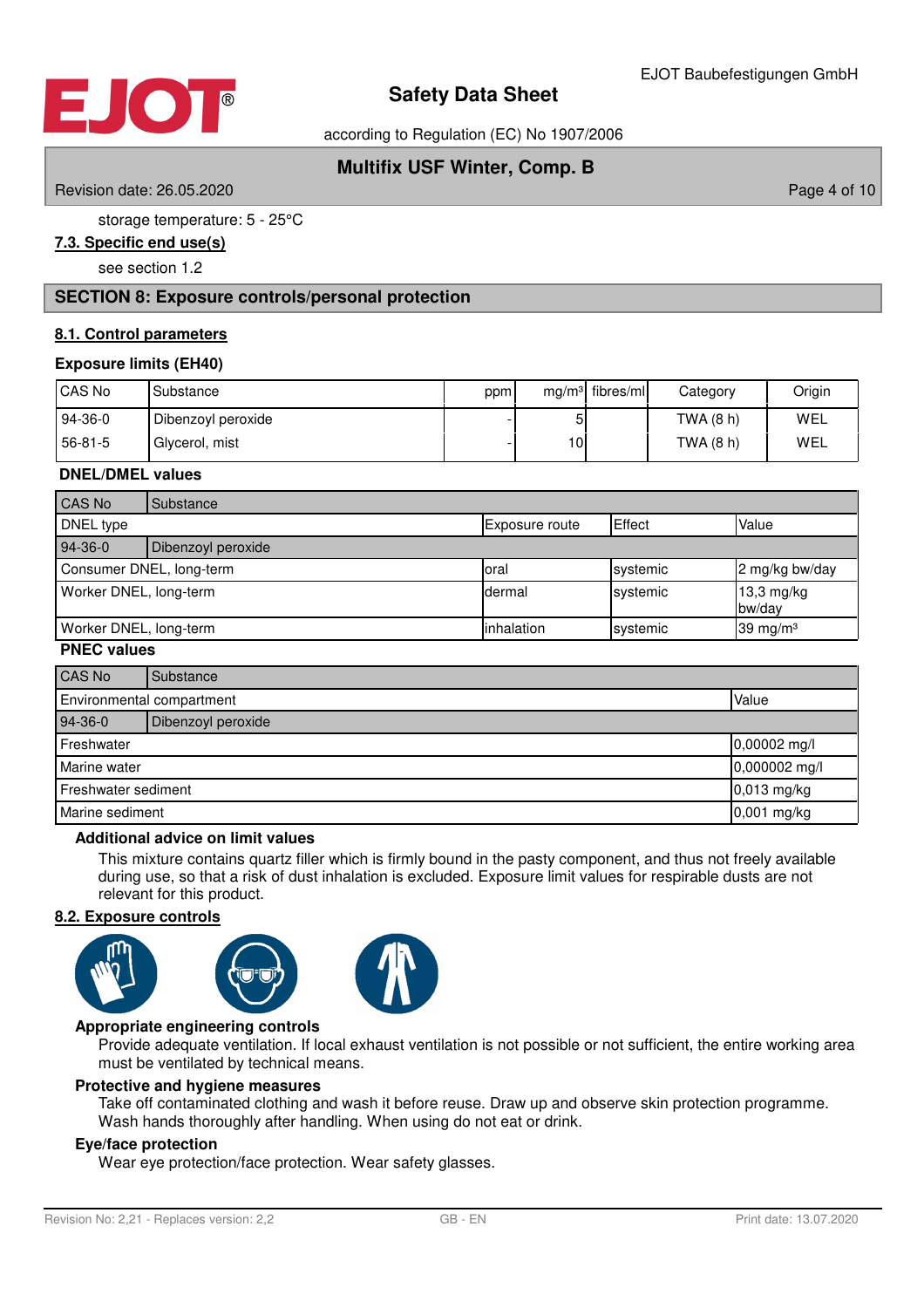storage temperature: 5 - 25°C

### 7.3. Specific end use(s)

see section 1.2

## SECTION 8: Exposure controls/personal protection

### 8.1. Control parameters

**Exposure limits (EH40)**

| CAS No | Substance | ppm | mg/m³ | fibres/ml | Category | Origin |
|---|---|---|---|---|---|---|
| 94-36-0 | Dibenzoyl peroxide | - | 5 | | TWA (8 h) | WEL |
| 56-81-5 | Glycerol, mist | - | 10 | | TWA (8 h) | WEL |

**DNEL/DMEL values**

| CAS No | Substance | | | |
|---|---|---|---|---|
| DNEL type | | Exposure route | Effect | Value |
| 94-36-0 | Dibenzoyl peroxide | | | |
| Consumer DNEL, long-term | | oral | systemic | 2 mg/kg bw/day |
| Worker DNEL, long-term | | dermal | systemic | 13,3 mg/kg bw/day |
| Worker DNEL, long-term | | inhalation | systemic | 39 mg/m³ |

**PNEC values**

| CAS No | Substance | |
|---|---|---|
| Environmental compartment | | Value |
| 94-36-0 | Dibenzoyl peroxide | |
| Freshwater | | 0,00002 mg/l |
| Marine water | | 0,000002 mg/l |
| Freshwater sediment | | 0,013 mg/kg |
| Marine sediment | | 0,001 mg/kg |

**Additional advice on limit values**

This mixture contains quartz filler which is firmly bound in the pasty component, and thus not freely available during use, so that a risk of dust inhalation is excluded. Exposure limit values for respirable dusts are not relevant for this product.

### 8.2. Exposure controls

**Appropriate engineering controls**

Provide adequate ventilation. If local exhaust ventilation is not possible or not sufficient, the entire working area must be ventilated by technical means.

**Protective and hygiene measures**

Take off contaminated clothing and wash it before reuse. Draw up and observe skin protection programme. Wash hands thoroughly after handling. When using do not eat or drink.

**Eye/face protection**

Wear eye protection/face protection. Wear safety glasses.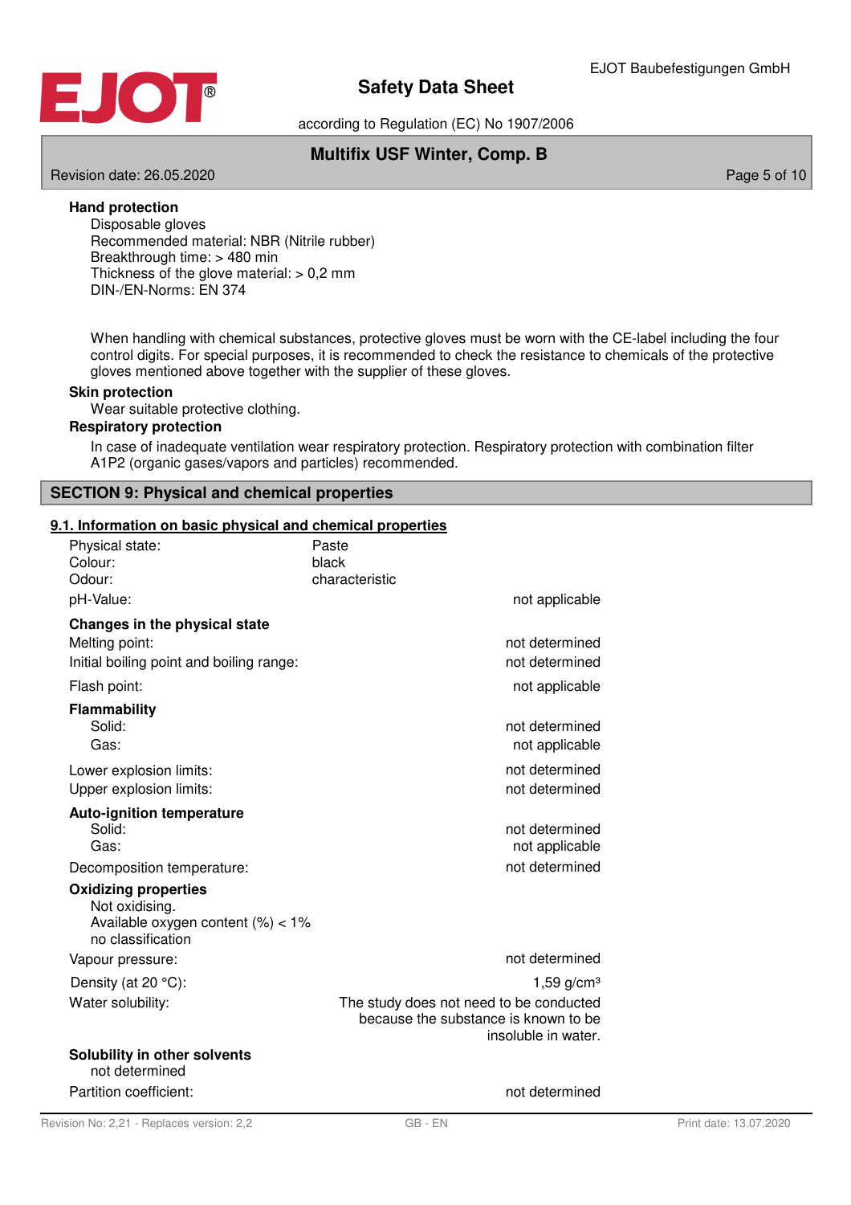**Hand protection**

Disposable gloves
Recommended material: NBR (Nitrile rubber)
Breakthrough time: > 480 min
Thickness of the glove material: > 0,2 mm
DIN-/EN-Norms: EN 374

When handling with chemical substances, protective gloves must be worn with the CE-label including the four control digits. For special purposes, it is recommended to check the resistance to chemicals of the protective gloves mentioned above together with the supplier of these gloves.

**Skin protection**

Wear suitable protective clothing.

**Respiratory protection**

In case of inadequate ventilation wear respiratory protection. Respiratory protection with combination filter A1P2 (organic gases/vapors and particles) recommended.

## SECTION 9: Physical and chemical properties

### 9.1. Information on basic physical and chemical properties

| | |
|---|---|
| Physical state: | Paste |
| Colour: | black |
| Odour: | characteristic |
| pH-Value: | not applicable |
| **Changes in the physical state** | |
| Melting point: | not determined |
| Initial boiling point and boiling range: | not determined |
| Flash point: | not applicable |
| **Flammability** | |
| Solid: | not determined |
| Gas: | not applicable |
| Lower explosion limits: | not determined |
| Upper explosion limits: | not determined |
| **Auto-ignition temperature** | |
| Solid: | not determined |
| Gas: | not applicable |
| Decomposition temperature: | not determined |

**Oxidizing properties**

Not oxidising.
Available oxygen content (%) < 1%
no classification

| | |
|---|---|
| Vapour pressure: | not determined |
| Density (at 20 °C): | 1,59 g/cm³ |
| Water solubility: | The study does not need to be conducted because the substance is known to be insoluble in water. |

**Solubility in other solvents**

not determined

| | |
|---|---|
| Partition coefficient: | not determined |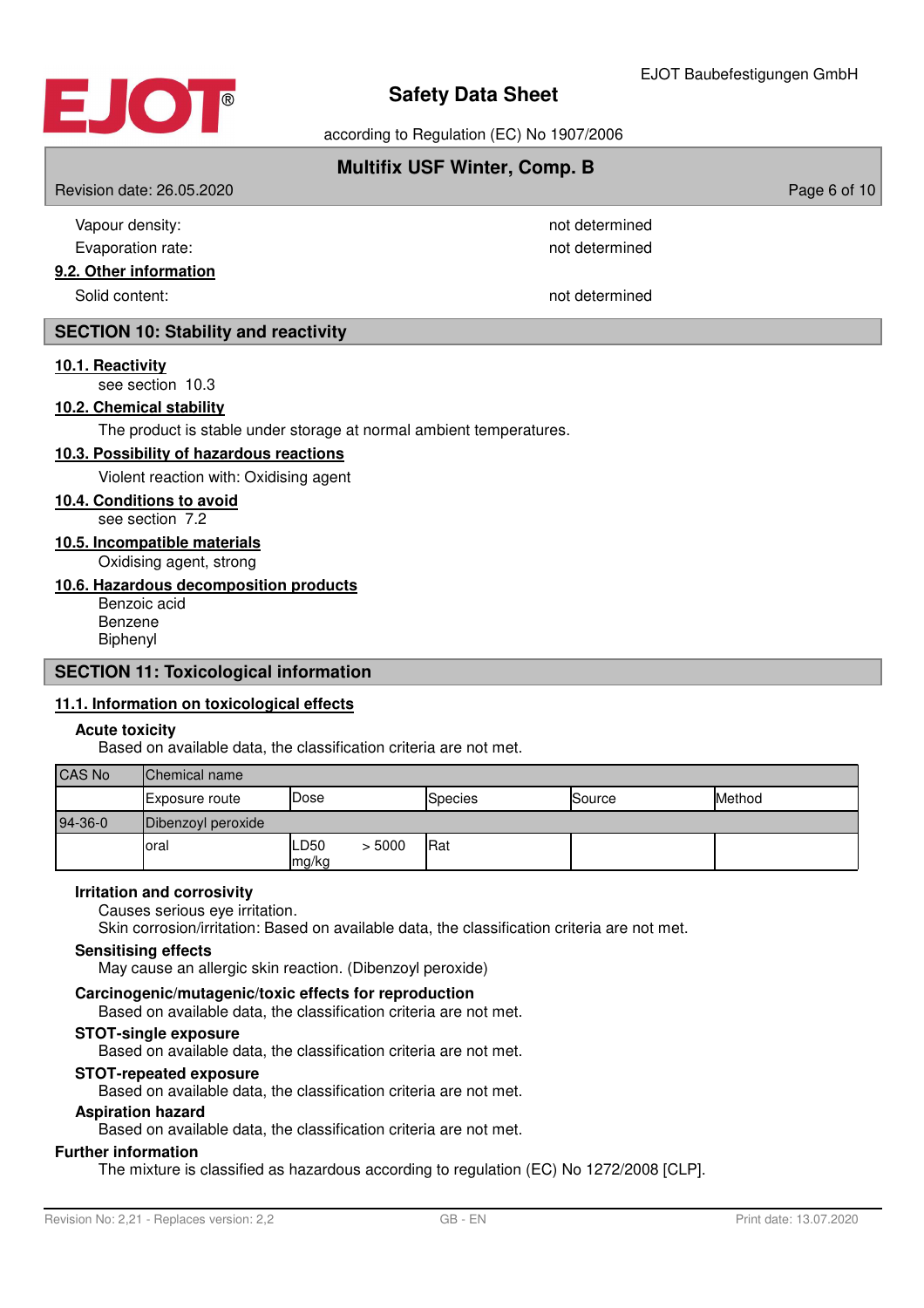Vapour density: not determined

Evaporation rate: not determined

**9.2. Other information**

Solid content: not determined

## SECTION 10: Stability and reactivity

**10.1. Reactivity**

see section 10.3

**10.2. Chemical stability**

The product is stable under storage at normal ambient temperatures.

**10.3. Possibility of hazardous reactions**

Violent reaction with: Oxidising agent

**10.4. Conditions to avoid**

see section 7.2

**10.5. Incompatible materials**

Oxidising agent, strong

**10.6. Hazardous decomposition products**

Benzoic acid
Benzene
Biphenyl

## SECTION 11: Toxicological information

**11.1. Information on toxicological effects**

**Acute toxicity**

Based on available data, the classification criteria are not met.

| CAS No | Chemical name | | | | |
|---|---|---|---|---|---|
| | Exposure route | Dose | Species | Source | Method |
| 94-36-0 | Dibenzoyl peroxide | | | | |
| | oral | LD50 > 5000 mg/kg | Rat | | |

**Irritation and corrosivity**

Causes serious eye irritation.
Skin corrosion/irritation: Based on available data, the classification criteria are not met.

**Sensitising effects**

May cause an allergic skin reaction. (Dibenzoyl peroxide)

**Carcinogenic/mutagenic/toxic effects for reproduction**

Based on available data, the classification criteria are not met.

**STOT-single exposure**

Based on available data, the classification criteria are not met.

**STOT-repeated exposure**

Based on available data, the classification criteria are not met.

**Aspiration hazard**

Based on available data, the classification criteria are not met.

**Further information**

The mixture is classified as hazardous according to regulation (EC) No 1272/2008 [CLP].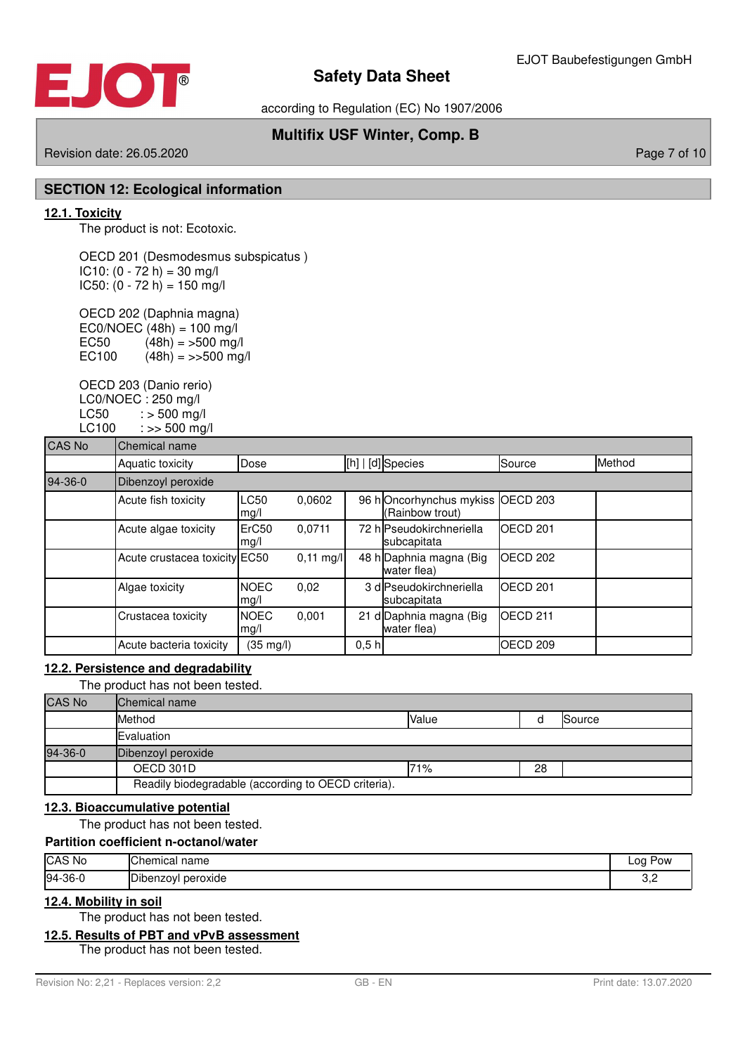## SECTION 12: Ecological information

### 12.1. Toxicity

The product is not: Ecotoxic.

OECD 201 (Desmodesmus subspicatus )
IC10: (0 - 72 h) = 30 mg/l
IC50: (0 - 72 h) = 150 mg/l

OECD 202 (Daphnia magna)
EC0/NOEC (48h) = 100 mg/l
EC50 (48h) = >500 mg/l
EC100 (48h) = >>500 mg/l

OECD 203 (Danio rerio)
LC0/NOEC : 250 mg/l
LC50 : > 500 mg/l
LC100 : >> 500 mg/l

| CAS No | Chemical name | | | | | |
|---|---|---|---|---|---|---|
| | Aquatic toxicity | Dose | [h] \| [d] | Species | Source | Method |
| 94-36-0 | Dibenzoyl peroxide | | | | | |
| | Acute fish toxicity | LC50 0,0602 mg/l | 96 h | Oncorhynchus mykiss (Rainbow trout) | OECD 203 | |
| | Acute algae toxicity | ErC50 0,0711 mg/l | 72 h | Pseudokirchneriella subcapitata | OECD 201 | |
| | Acute crustacea toxicity | EC50 0,11 mg/l | 48 h | Daphnia magna (Big water flea) | OECD 202 | |
| | Algae toxicity | NOEC 0,02 mg/l | 3 d | Pseudokirchneriella subcapitata | OECD 201 | |
| | Crustacea toxicity | NOEC 0,001 mg/l | 21 d | Daphnia magna (Big water flea) | OECD 211 | |
| | Acute bacteria toxicity | (35 mg/l) | 0,5 h | | OECD 209 | |

### 12.2. Persistence and degradability

The product has not been tested.

| CAS No | Chemical name | | | |
|---|---|---|---|---|
| | Method | Value | d | Source |
| | Evaluation | | | |
| 94-36-0 | Dibenzoyl peroxide | | | |
| | OECD 301D | 71% | 28 | |
| | Readily biodegradable (according to OECD criteria). | | | |

### 12.3. Bioaccumulative potential

The product has not been tested.

**Partition coefficient n-octanol/water**

| CAS No | Chemical name | Log Pow |
|---|---|---|
| 94-36-0 | Dibenzoyl peroxide | 3,2 |

### 12.4. Mobility in soil

The product has not been tested.

### 12.5. Results of PBT and vPvB assessment

The product has not been tested.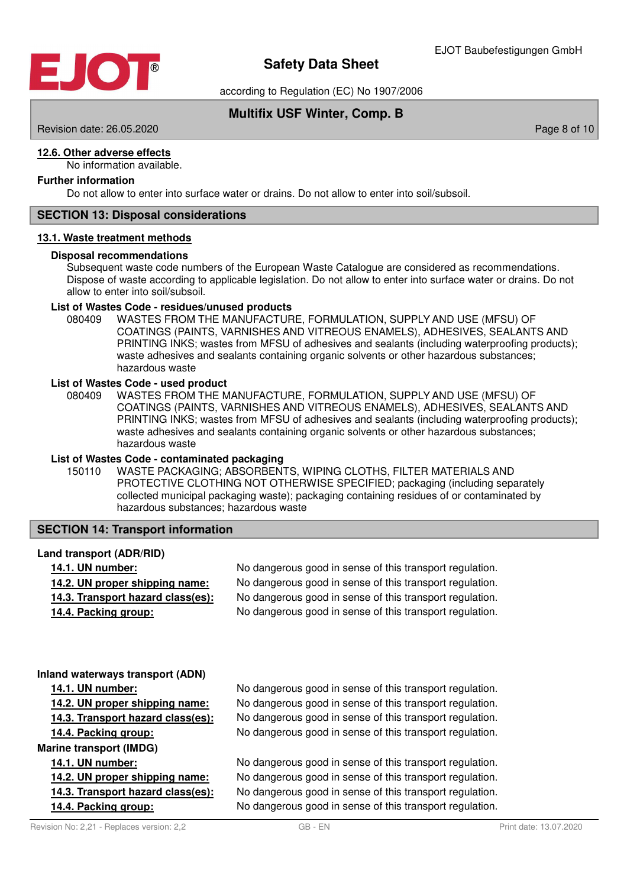#### 12.6. Other adverse effects

No information available.

**Further information**

Do not allow to enter into surface water or drains. Do not allow to enter into soil/subsoil.

## SECTION 13: Disposal considerations

### 13.1. Waste treatment methods

**Disposal recommendations**

Subsequent waste code numbers of the European Waste Catalogue are considered as recommendations. Dispose of waste according to applicable legislation. Do not allow to enter into surface water or drains. Do not allow to enter into soil/subsoil.

**List of Wastes Code - residues/unused products**

080409 WASTES FROM THE MANUFACTURE, FORMULATION, SUPPLY AND USE (MFSU) OF COATINGS (PAINTS, VARNISHES AND VITREOUS ENAMELS), ADHESIVES, SEALANTS AND PRINTING INKS; wastes from MFSU of adhesives and sealants (including waterproofing products); waste adhesives and sealants containing organic solvents or other hazardous substances; hazardous waste

**List of Wastes Code - used product**

080409 WASTES FROM THE MANUFACTURE, FORMULATION, SUPPLY AND USE (MFSU) OF COATINGS (PAINTS, VARNISHES AND VITREOUS ENAMELS), ADHESIVES, SEALANTS AND PRINTING INKS; wastes from MFSU of adhesives and sealants (including waterproofing products); waste adhesives and sealants containing organic solvents or other hazardous substances; hazardous waste

**List of Wastes Code - contaminated packaging**

150110 WASTE PACKAGING; ABSORBENTS, WIPING CLOTHS, FILTER MATERIALS AND PROTECTIVE CLOTHING NOT OTHERWISE SPECIFIED; packaging (including separately collected municipal packaging waste); packaging containing residues of or contaminated by hazardous substances; hazardous waste

## SECTION 14: Transport information

**Land transport (ADR/RID)**

| | |
|---|---|
| **14.1. UN number:** | No dangerous good in sense of this transport regulation. |
| **14.2. UN proper shipping name:** | No dangerous good in sense of this transport regulation. |
| **14.3. Transport hazard class(es):** | No dangerous good in sense of this transport regulation. |
| **14.4. Packing group:** | No dangerous good in sense of this transport regulation. |

**Inland waterways transport (ADN)**

| | |
|---|---|
| **14.1. UN number:** | No dangerous good in sense of this transport regulation. |
| **14.2. UN proper shipping name:** | No dangerous good in sense of this transport regulation. |
| **14.3. Transport hazard class(es):** | No dangerous good in sense of this transport regulation. |
| **14.4. Packing group:** | No dangerous good in sense of this transport regulation. |

**Marine transport (IMDG)**

| | |
|---|---|
| **14.1. UN number:** | No dangerous good in sense of this transport regulation. |
| **14.2. UN proper shipping name:** | No dangerous good in sense of this transport regulation. |
| **14.3. Transport hazard class(es):** | No dangerous good in sense of this transport regulation. |
| **14.4. Packing group:** | No dangerous good in sense of this transport regulation. |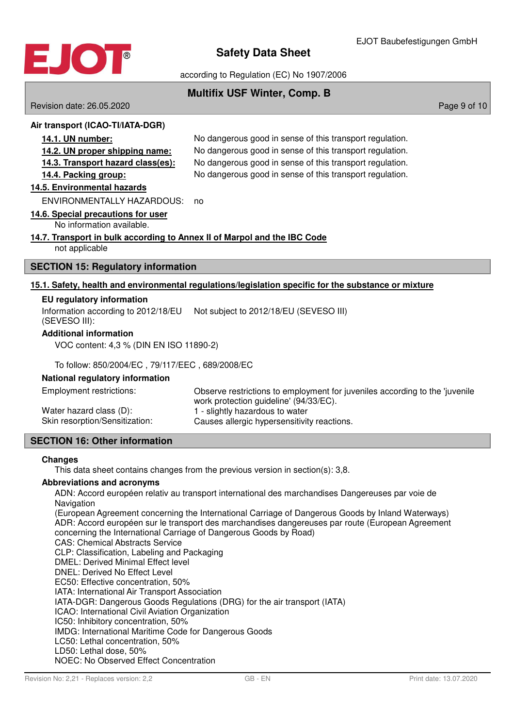**Air transport (ICAO-TI/IATA-DGR)**

| | |
|---|---|
| **14.1. UN number:** | No dangerous good in sense of this transport regulation. |
| **14.2. UN proper shipping name:** | No dangerous good in sense of this transport regulation. |
| **14.3. Transport hazard class(es):** | No dangerous good in sense of this transport regulation. |
| **14.4. Packing group:** | No dangerous good in sense of this transport regulation. |

**14.5. Environmental hazards**

ENVIRONMENTALLY HAZARDOUS: no

**14.6. Special precautions for user**

No information available.

**14.7. Transport in bulk according to Annex II of Marpol and the IBC Code**

not applicable

## SECTION 15: Regulatory information

**15.1. Safety, health and environmental regulations/legislation specific for the substance or mixture**

**EU regulatory information**

| | |
|---|---|
| Information according to 2012/18/EU (SEVESO III): | Not subject to 2012/18/EU (SEVESO III) |

**Additional information**

VOC content: 4,3 % (DIN EN ISO 11890-2)

To follow: 850/2004/EC , 79/117/EEC , 689/2008/EC

**National regulatory information**

| | |
|---|---|
| Employment restrictions: | Observe restrictions to employment for juveniles according to the 'juvenile work protection guideline' (94/33/EC). |
| Water hazard class (D): | 1 - slightly hazardous to water |
| Skin resorption/Sensitization: | Causes allergic hypersensitivity reactions. |

## SECTION 16: Other information

**Changes**

This data sheet contains changes from the previous version in section(s): 3,8.

**Abbreviations and acronyms**

ADN: Accord européen relativ au transport international des marchandises Dangereuses par voie de Navigation
(European Agreement concerning the International Carriage of Dangerous Goods by Inland Waterways)
ADR: Accord européen sur le transport des marchandises dangereuses par route (European Agreement concerning the International Carriage of Dangerous Goods by Road)
CAS: Chemical Abstracts Service
CLP: Classification, Labeling and Packaging
DMEL: Derived Minimal Effect level
DNEL: Derived No Effect Level
EC50: Effective concentration, 50%
IATA: International Air Transport Association
IATA-DGR: Dangerous Goods Regulations (DRG) for the air transport (IATA)
ICAO: International Civil Aviation Organization
IC50: Inhibitory concentration, 50%
IMDG: International Maritime Code for Dangerous Goods
LC50: Lethal concentration, 50%
LD50: Lethal dose, 50%
NOEC: No Observed Effect Concentration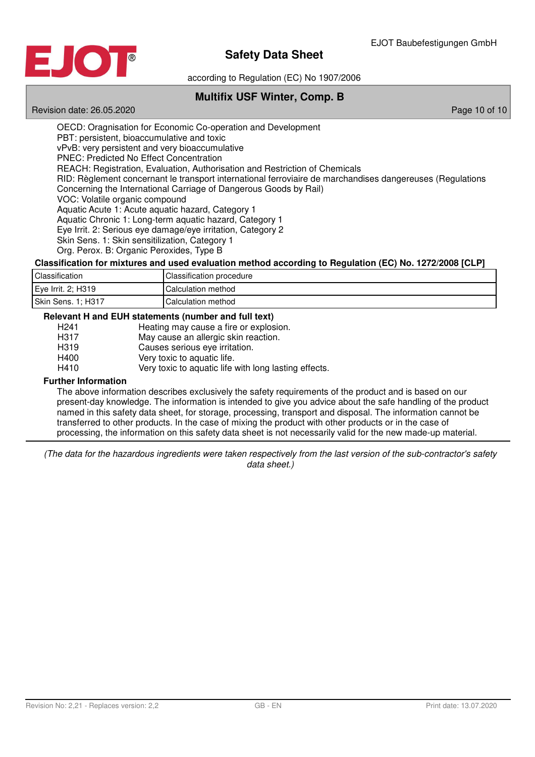OECD: Oragnisation for Economic Co-operation and Development
PBT: persistent, bioaccumulative and toxic
vPvB: very persistent and very bioaccumulative
PNEC: Predicted No Effect Concentration
REACH: Registration, Evaluation, Authorisation and Restriction of Chemicals
RID: Règlement concernant le transport international ferroviaire de marchandises dangereuses (Regulations Concerning the International Carriage of Dangerous Goods by Rail)
VOC: Volatile organic compound
Aquatic Acute 1: Acute aquatic hazard, Category 1
Aquatic Chronic 1: Long-term aquatic hazard, Category 1
Eye Irrit. 2: Serious eye damage/eye irritation, Category 2
Skin Sens. 1: Skin sensitilization, Category 1
Org. Perox. B: Organic Peroxides, Type B

**Classification for mixtures and used evaluation method according to Regulation (EC) No. 1272/2008 [CLP]**

| Classification | Classification procedure |
|---|---|
| Eye Irrit. 2; H319 | Calculation method |
| Skin Sens. 1; H317 | Calculation method |

**Relevant H and EUH statements (number and full text)**

| | |
|---|---|
| H241 | Heating may cause a fire or explosion. |
| H317 | May cause an allergic skin reaction. |
| H319 | Causes serious eye irritation. |
| H400 | Very toxic to aquatic life. |
| H410 | Very toxic to aquatic life with long lasting effects. |

**Further Information**

The above information describes exclusively the safety requirements of the product and is based on our present-day knowledge. The information is intended to give you advice about the safe handling of the product named in this safety data sheet, for storage, processing, transport and disposal. The information cannot be transferred to other products. In the case of mixing the product with other products or in the case of processing, the information on this safety data sheet is not necessarily valid for the new made-up material.

---

*(The data for the hazardous ingredients were taken respectively from the last version of the sub-contractor's safety data sheet.)*